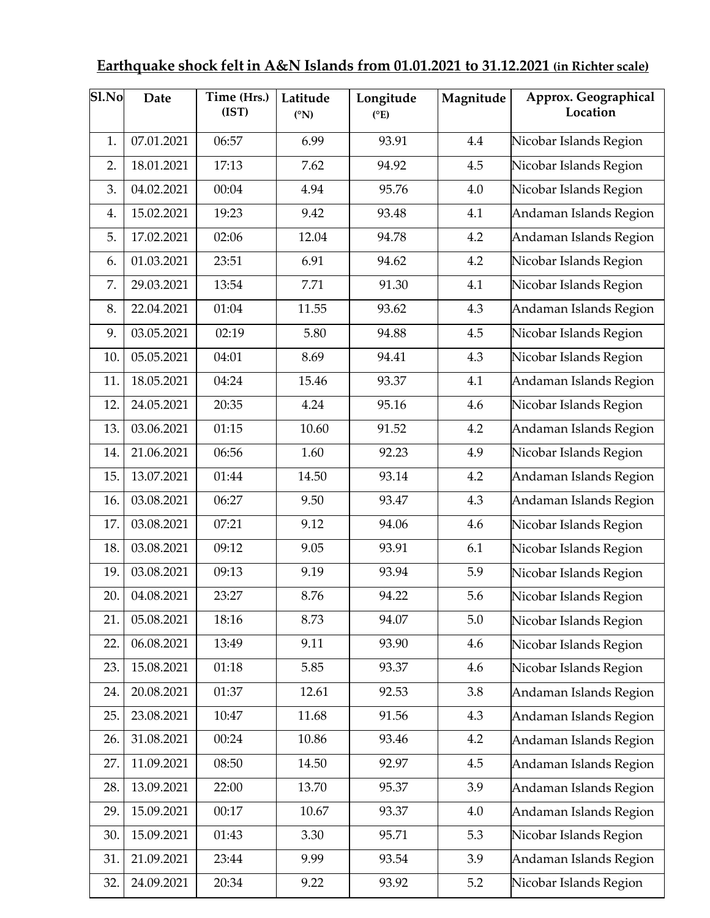## Earthquake shock felt in A&N Islands from 01.01.2021 to 31.12.2021 (in Richter scale)

| Sl.No | Date | Time (Hrs.) (IST) | Latitude (°N) | Longitude (°E) | Magnitude | Approx. Geographical Location |
|---|---|---|---|---|---|---|
| 1. | 07.01.2021 | 06:57 | 6.99 | 93.91 | 4.4 | Nicobar Islands Region |
| 2. | 18.01.2021 | 17:13 | 7.62 | 94.92 | 4.5 | Nicobar Islands Region |
| 3. | 04.02.2021 | 00:04 | 4.94 | 95.76 | 4.0 | Nicobar Islands Region |
| 4. | 15.02.2021 | 19:23 | 9.42 | 93.48 | 4.1 | Andaman Islands Region |
| 5. | 17.02.2021 | 02:06 | 12.04 | 94.78 | 4.2 | Andaman Islands Region |
| 6. | 01.03.2021 | 23:51 | 6.91 | 94.62 | 4.2 | Nicobar Islands Region |
| 7. | 29.03.2021 | 13:54 | 7.71 | 91.30 | 4.1 | Nicobar Islands Region |
| 8. | 22.04.2021 | 01:04 | 11.55 | 93.62 | 4.3 | Andaman Islands Region |
| 9. | 03.05.2021 | 02:19 | 5.80 | 94.88 | 4.5 | Nicobar Islands Region |
| 10. | 05.05.2021 | 04:01 | 8.69 | 94.41 | 4.3 | Nicobar Islands Region |
| 11. | 18.05.2021 | 04:24 | 15.46 | 93.37 | 4.1 | Andaman Islands Region |
| 12. | 24.05.2021 | 20:35 | 4.24 | 95.16 | 4.6 | Nicobar Islands Region |
| 13. | 03.06.2021 | 01:15 | 10.60 | 91.52 | 4.2 | Andaman Islands Region |
| 14. | 21.06.2021 | 06:56 | 1.60 | 92.23 | 4.9 | Nicobar Islands Region |
| 15. | 13.07.2021 | 01:44 | 14.50 | 93.14 | 4.2 | Andaman Islands Region |
| 16. | 03.08.2021 | 06:27 | 9.50 | 93.47 | 4.3 | Andaman Islands Region |
| 17. | 03.08.2021 | 07:21 | 9.12 | 94.06 | 4.6 | Nicobar Islands Region |
| 18. | 03.08.2021 | 09:12 | 9.05 | 93.91 | 6.1 | Nicobar Islands Region |
| 19. | 03.08.2021 | 09:13 | 9.19 | 93.94 | 5.9 | Nicobar Islands Region |
| 20. | 04.08.2021 | 23:27 | 8.76 | 94.22 | 5.6 | Nicobar Islands Region |
| 21. | 05.08.2021 | 18:16 | 8.73 | 94.07 | 5.0 | Nicobar Islands Region |
| 22. | 06.08.2021 | 13:49 | 9.11 | 93.90 | 4.6 | Nicobar Islands Region |
| 23. | 15.08.2021 | 01:18 | 5.85 | 93.37 | 4.6 | Nicobar Islands Region |
| 24. | 20.08.2021 | 01:37 | 12.61 | 92.53 | 3.8 | Andaman Islands Region |
| 25. | 23.08.2021 | 10:47 | 11.68 | 91.56 | 4.3 | Andaman Islands Region |
| 26. | 31.08.2021 | 00:24 | 10.86 | 93.46 | 4.2 | Andaman Islands Region |
| 27. | 11.09.2021 | 08:50 | 14.50 | 92.97 | 4.5 | Andaman Islands Region |
| 28. | 13.09.2021 | 22:00 | 13.70 | 95.37 | 3.9 | Andaman Islands Region |
| 29. | 15.09.2021 | 00:17 | 10.67 | 93.37 | 4.0 | Andaman Islands Region |
| 30. | 15.09.2021 | 01:43 | 3.30 | 95.71 | 5.3 | Nicobar Islands Region |
| 31. | 21.09.2021 | 23:44 | 9.99 | 93.54 | 3.9 | Andaman Islands Region |
| 32. | 24.09.2021 | 20:34 | 9.22 | 93.92 | 5.2 | Nicobar Islands Region |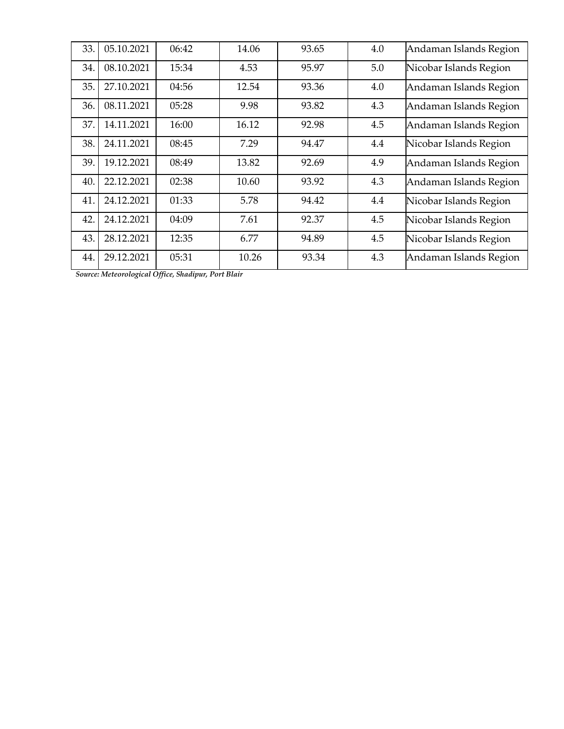| | | | | | | |
|---|---|---|---|---|---|---|
| 33. | 05.10.2021 | 06:42 | 14.06 | 93.65 | 4.0 | Andaman Islands Region |
| 34. | 08.10.2021 | 15:34 | 4.53 | 95.97 | 5.0 | Nicobar Islands Region |
| 35. | 27.10.2021 | 04:56 | 12.54 | 93.36 | 4.0 | Andaman Islands Region |
| 36. | 08.11.2021 | 05:28 | 9.98 | 93.82 | 4.3 | Andaman Islands Region |
| 37. | 14.11.2021 | 16:00 | 16.12 | 92.98 | 4.5 | Andaman Islands Region |
| 38. | 24.11.2021 | 08:45 | 7.29 | 94.47 | 4.4 | Nicobar Islands Region |
| 39. | 19.12.2021 | 08:49 | 13.82 | 92.69 | 4.9 | Andaman Islands Region |
| 40. | 22.12.2021 | 02:38 | 10.60 | 93.92 | 4.3 | Andaman Islands Region |
| 41. | 24.12.2021 | 01:33 | 5.78 | 94.42 | 4.4 | Nicobar Islands Region |
| 42. | 24.12.2021 | 04:09 | 7.61 | 92.37 | 4.5 | Nicobar Islands Region |
| 43. | 28.12.2021 | 12:35 | 6.77 | 94.89 | 4.5 | Nicobar Islands Region |
| 44. | 29.12.2021 | 05:31 | 10.26 | 93.34 | 4.3 | Andaman Islands Region |

*Source: Meteorological Office, Shadipur, Port Blair*